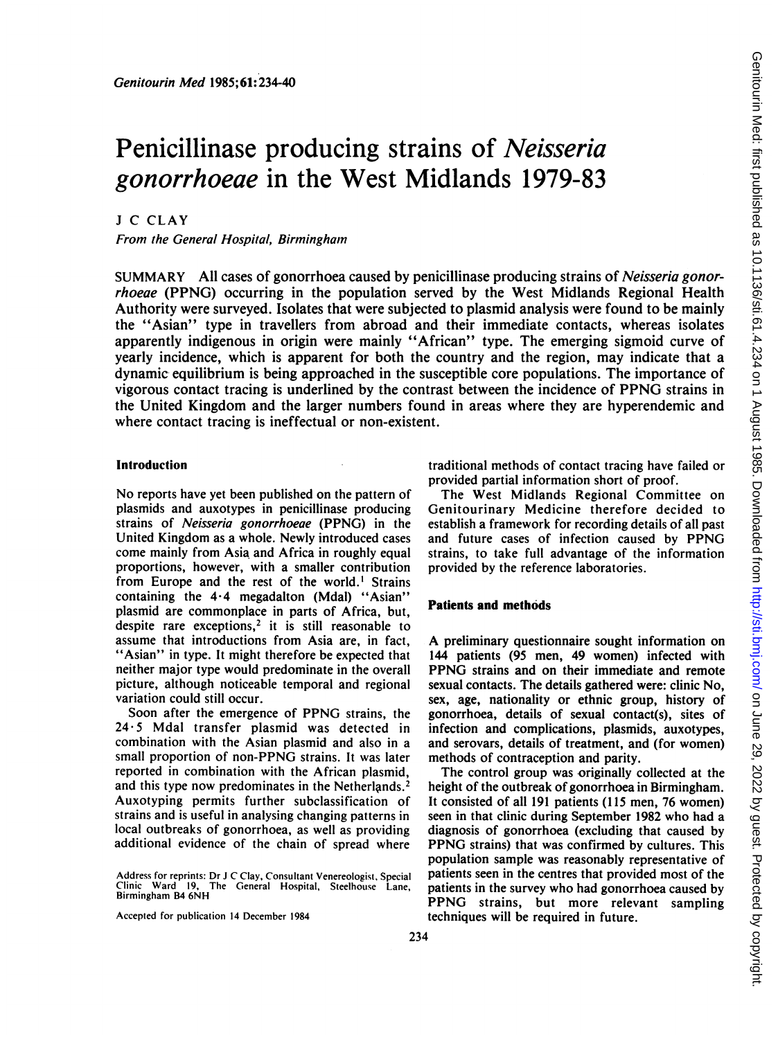# Penicillinase producing strains of *Neisseria gonorrhoeae* in the West Midlands 1979-83

J C CLAY

*From the General Hospital, Birmingham*

SUMMARY All cases of gonorrhoea caused by penicillinase producing strains of *Neisseria gonorrhoeae* (PPNG) occurring in the population served by the West Midlands Regional Health Authority were surveyed. Isolates that were subjected to plasmid analysis were found to be mainly the "Asian" type in travellers from abroad and their immediate contacts, whereas isolates apparently indigenous in origin were mainly "African" type. The emerging sigmoid curve of yearly incidence, which is apparent for both the country and the region, may indicate that a dynamic equilibrium is being approached in the susceptible core populations. The importance of vigorous contact tracing is underlined by the contrast between the incidence of PPNG strains in the United Kingdom and the larger numbers found in areas where they are hyperendemic and where contact tracing is ineffectual or non-existent.

## Introduction

No reports have yet been published on the pattern of plasmids and auxotypes in penicillinase producing strains of *Neisseria gonorrhoeae* (PPNG) in the United Kingdom as a whole. Newly introduced cases come mainly from Asia and Africa in roughly equal proportions, however, with a smaller contribution from Europe and the rest of the world.[1] Strains containing the 4·4 megadalton (Mdal) "Asian" plasmid are commonplace in parts of Africa, but, despite rare exceptions,[2] it is still reasonable to assume that introductions from Asia are, in fact, "Asian" in type. It might therefore be expected that neither major type would predominate in the overall picture, although noticeable temporal and regional variation could still occur.

Soon after the emergence of PPNG strains, the 24·5 Mdal transfer plasmid was detected in combination with the Asian plasmid and also in a small proportion of non-PPNG strains. It was later reported in combination with the African plasmid, and this type now predominates in the Netherlands.[2] Auxotyping permits further subclassification of strains and is useful in analysing changing patterns in local outbreaks of gonorrhoea, as well as providing additional evidence of the chain of spread where traditional methods of contact tracing have failed or provided partial information short of proof.

The West Midlands Regional Committee on Genitourinary Medicine therefore decided to establish a framework for recording details of all past and future cases of infection caused by PPNG strains, to take full advantage of the information provided by the reference laboratories.

Address for reprints: Dr J C Clay, Consultant Venereologist, Special Clinic Ward 19, The General Hospital, Steelhouse Lane, Birmingham B4 6NH

Accepted for publication 14 December 1984

## Patients and methods

A preliminary questionnaire sought information on 144 patients (95 men, 49 women) infected with PPNG strains and on their immediate and remote sexual contacts. The details gathered were: clinic No, sex, age, nationality or ethnic group, history of gonorrhoea, details of sexual contact(s), sites of infection and complications, plasmids, auxotypes, and serovars, details of treatment, and (for women) methods of contraception and parity.

The control group was originally collected at the height of the outbreak of gonorrhoea in Birmingham. It consisted of all 191 patients (115 men, 76 women) seen in that clinic during September 1982 who had a diagnosis of gonorrhoea (excluding that caused by PPNG strains) that was confirmed by cultures. This population sample was reasonably representative of patients seen in the centres that provided most of the patients in the survey who had gonorrhoea caused by PPNG strains, but more relevant sampling techniques will be required in future.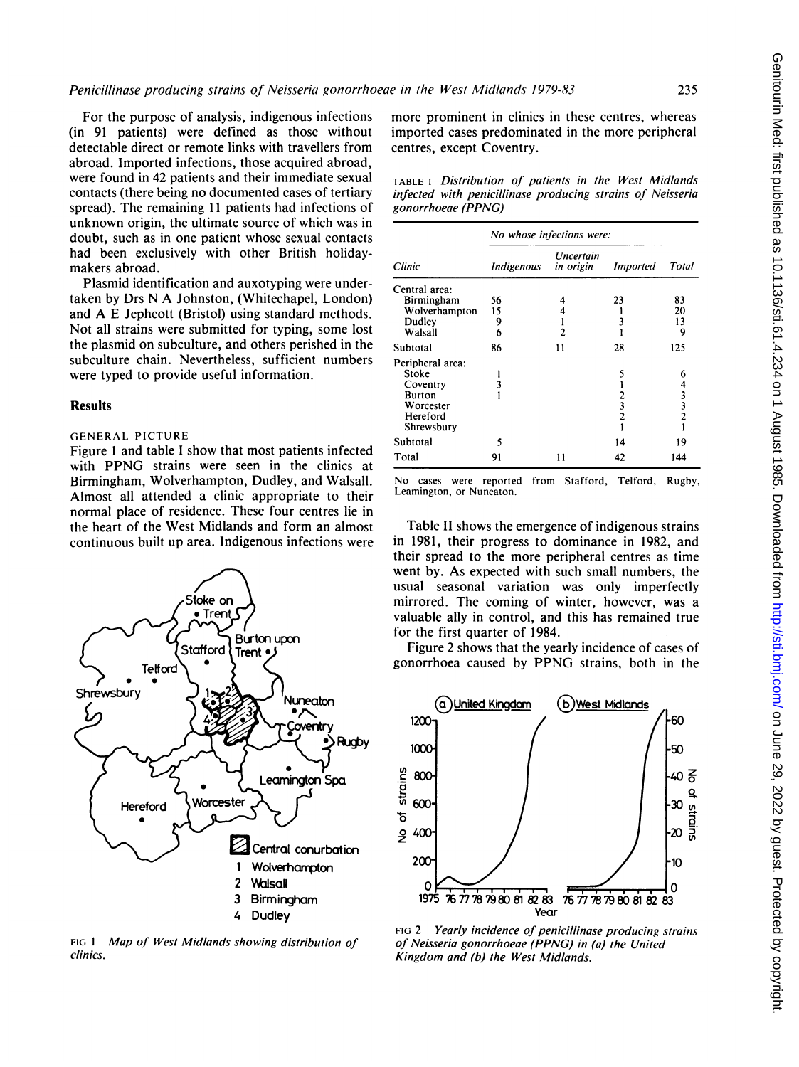For the purpose of analysis, indigenous infections (in 91 patients) were defined as those without detectable direct or remote links with travellers from abroad. Imported infections, those acquired abroad, were found in 42 patients and their immediate sexual contacts (there being no documented cases of tertiary spread). The remaining 11 patients had infections of unknown origin, the ultimate source of which was in doubt, such as in one patient whose sexual contacts had been exclusively with other British holiday-makers abroad.

Plasmid identification and auxotyping were undertaken by Drs N A Johnston, (Whitechapel, London) and A E Jephcott (Bristol) using standard methods. Not all strains were submitted for typing, some lost the plasmid on subculture, and others perished in the subculture chain. Nevertheless, sufficient numbers were typed to provide useful information.

## Results

### GENERAL PICTURE

Figure 1 and table I show that most patients infected with PPNG strains were seen in the clinics at Birmingham, Wolverhampton, Dudley, and Walsall. Almost all attended a clinic appropriate to their normal place of residence. These four centres lie in the heart of the West Midlands and form an almost continuous built up area. Indigenous infections were more prominent in clinics in these centres, whereas imported cases predominated in the more peripheral centres, except Coventry.

FIG 1 *Map of West Midlands showing distribution of clinics.*

TABLE I *Distribution of patients in the West Midlands infected with penicillinase producing strains of Neisseria gonorrhoeae (PPNG)*

| Clinic | No whose infections were: | | | |
|---|---|---|---|---|
| | *Indigenous* | *Uncertain in origin* | *Imported* | *Total* |
| Central area: | | | | |
| Birmingham | 56 | 4 | 23 | 83 |
| Wolverhampton | 15 | 4 | 1 | 20 |
| Dudley | 9 | 1 | 3 | 13 |
| Walsall | 6 | 2 | 1 | 9 |
| Subtotal | 86 | 11 | 28 | 125 |
| Peripheral area: | | | | |
| Stoke | 1 | | 5 | 6 |
| Coventry | 3 | | 1 | 4 |
| Burton | 1 | | 2 | 3 |
| Worcester | | | 3 | 3 |
| Hereford | | | 2 | 2 |
| Shrewsbury | | | 1 | 1 |
| Subtotal | 5 | | 14 | 19 |
| Total | 91 | 11 | 42 | 144 |

No cases were reported from Stafford, Telford, Rugby, Leamington, or Nuneaton.

Table II shows the emergence of indigenous strains in 1981, their progress to dominance in 1982, and their spread to the more peripheral centres as time went by. As expected with such small numbers, the usual seasonal variation was only imperfectly mirrored. The coming of winter, however, was a valuable ally in control, and this has remained true for the first quarter of 1984.

Figure 2 shows that the yearly incidence of cases of gonorrhoea caused by PPNG strains, both in the

FIG 2 *Yearly incidence of penicillinase producing strains of Neisseria gonorrhoeae (PPNG) in (a) the United Kingdom and (b) the West Midlands.*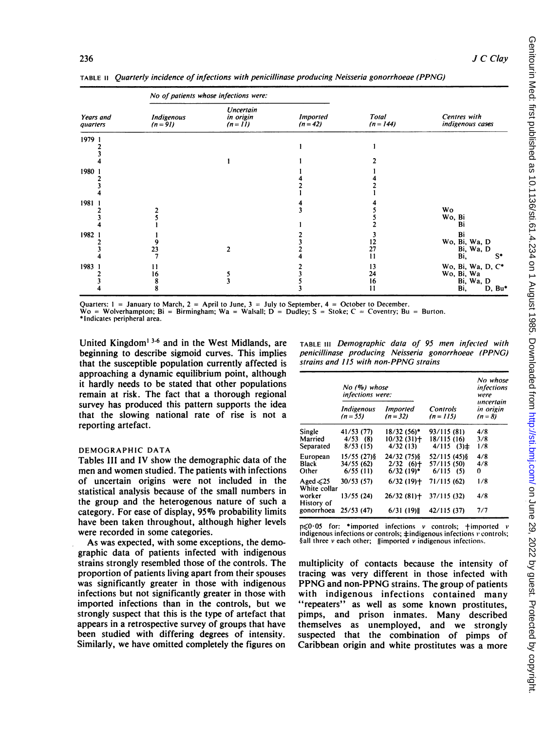TABLE II *Quarterly incidence of infections with penicillinase producing Neisseria gonorrhoeae (PPNG)*

| Years and quarters | No of patients whose infections were: Indigenous (n = 91) | Uncertain in origin (n = 11) | Imported (n = 42) | Total (n = 144) | Centres with indigenous cases |
|---|---|---|---|---|---|
| 1979 1 | | | | | |
| 2 | | | 1 | 1 | |
| 3 | | | | | |
| 4 | | 1 | 1 | 2 | |
| 1980 1 | | | 1 | 1 | |
| 2 | | | 4 | 4 | |
| 3 | | | 2 | 2 | |
| 4 | | | 1 | 1 | |
| 1981 1 | | | 4 | 4 | |
| 2 | 2 | | 3 | 5 | Wo |
| 3 | 5 | | | 5 | Wo, Bi |
| 4 | 1 | | 1 | 2 | Bi |
| 1982 1 | 1 | | 2 | 3 | Bi |
| 2 | 9 | | 3 | 12 | Wo, Bi, Wa, D |
| 3 | 23 | 2 | 2 | 27 | Bi, Wa, D |
| 4 | 7 | | 4 | 11 | Bi, S* |
| 1983 1 | 11 | | 2 | 13 | Wo, Bi, Wa, D, C* |
| 2 | 16 | 5 | 3 | 24 | Wo, Bi, Wa |
| 3 | 8 | 3 | 5 | 16 | Bi, Wa, D |
| 4 | 8 | | 3 | 11 | Bi, D, Bu* |

Quarters: 1 = January to March, 2 = April to June, 3 = July to September, 4 = October to December.
Wo = Wolverhampton; Bi = Birmingham; Wa = Walsall; D = Dudley; S = Stoke; C = Coventry; Bu = Burton.
*Indicates peripheral area.

United Kingdom[1 3-6] and in the West Midlands, are beginning to describe sigmoid curves. This implies that the susceptible population currently affected is approaching a dynamic equilibrium point, although it hardly needs to be stated that other populations remain at risk. The fact that a thorough regional survey has produced this pattern supports the idea that the slowing national rate of rise is not a reporting artefact.

## DEMOGRAPHIC DATA

Tables III and IV show the demographic data of the men and women studied. The patients with infections of uncertain origins were not included in the statistical analysis because of the small numbers in the group and the heterogenous nature of such a category. For ease of display, 95% probability limits have been taken throughout, although higher levels were recorded in some categories.

As was expected, with some exceptions, the demographic data of patients infected with indigenous strains strongly resembled those of the controls. The proportion of patients living apart from their spouses was significantly greater in those with indigenous infections but not significantly greater in those with imported infections than in the controls, but we strongly suspect that this is the type of artefact that appears in a retrospective survey of groups that have been studied with differing degrees of intensity. Similarly, we have omitted completely the figures on multiplicity of contacts because the intensity of tracing was very different in those infected with PPNG and non-PPNG strains. The group of patients with indigenous infections contained many "repeaters" as well as some known prostitutes, pimps, and prison inmates. Many described themselves as unemployed, and we strongly suspected that the combination of pimps of Caribbean origin and white prostitutes was a more

TABLE III *Demographic data of 95 men infected with penicillinase producing Neisseria gonorrhoeae (PPNG) strains and 115 with non-PPNG strains*

| | No (%) whose infections were: Indigenous (n = 55) | Imported (n = 32) | Controls (n = 115) | No whose infections were uncertain in origin (n = 8) |
|---|---|---|---|---|
| Single | 41/53 (77) | 18/32 (56)* | 93/115 (81) | 4/8 |
| Married | 4/53 (8) | 10/32 (31)† | 18/115 (16) | 3/8 |
| Separated | 8/53 (15) | 4/32 (13) | 4/115 (3)‡ | 1/8 |
| European | 15/55 (27)§ | 24/32 (75)§ | 52/115 (45)§ | 4/8 |
| Black | 34/55 (62) | 2/32 (6)† | 57/115 (50) | 4/8 |
| Other | 6/55 (11) | 6/32 (19)* | 6/115 (5) | 0 |
| Aged ≤25 | 30/53 (57) | 6/32 (19)† | 71/115 (62) | 1/8 |
| White collar worker | 13/55 (24) | 26/32 (81)† | 37/115 (32) | 4/8 |
| History of gonorrhoea | 25/53 (47) | 6/31 (19)‖ | 42/115 (37) | 7/7 |

$p \leq 0.05$ for: *imported infections v controls; †imported v indigenous infections or controls; ‡indigenous infections v controls; §all three v each other; ‖imported v indigenous infections.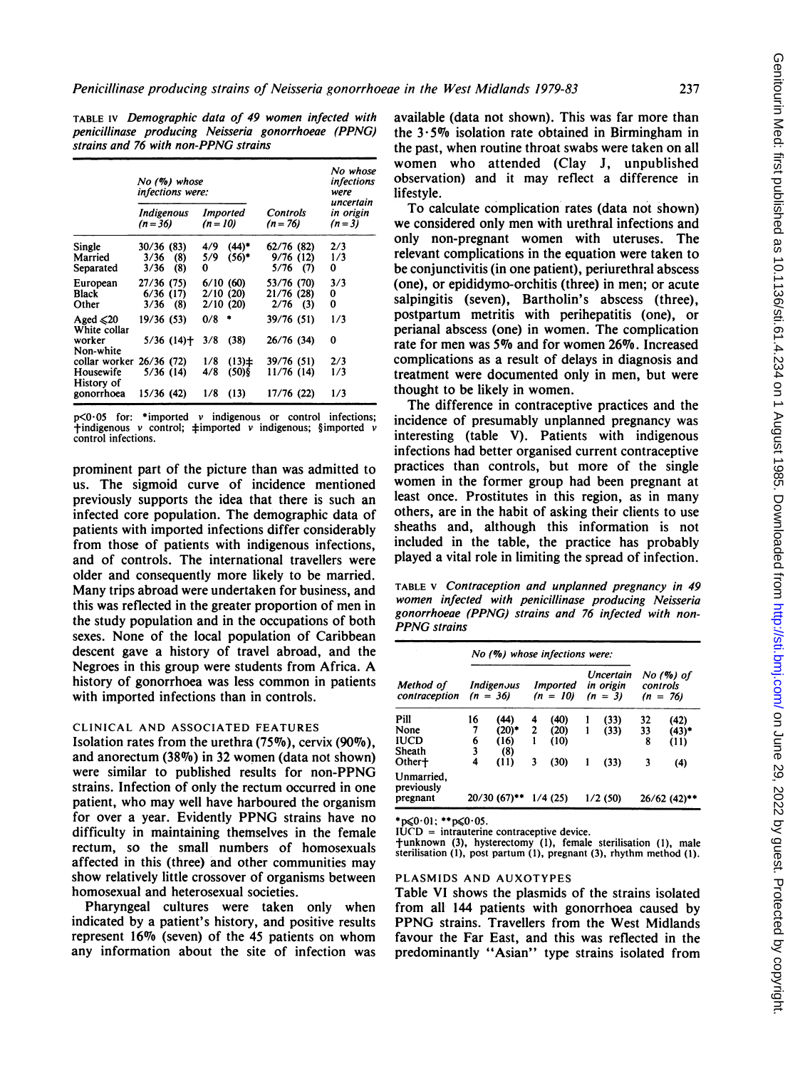TABLE IV *Demographic data of 49 women infected with penicillinase producing Neisseria gonorrhoeae (PPNG) strains and 76 with non-PPNG strains*

| | No (%) whose infections were: | | | No whose infections were uncertain in origin (n = 3) |
|---|---|---|---|---|
| | Indigenous (n = 36) | Imported (n = 10) | Controls (n = 76) | |
| Single | 30/36 (83) | 4/9 (44)* | 62/76 (82) | 2/3 |
| Married | 3/36 (8) | 5/9 (56)* | 9/76 (12) | 1/3 |
| Separated | 3/36 (8) | 0 | 5/76 (7) | 0 |
| European | 27/36 (75) | 6/10 (60) | 53/76 (70) | 3/3 |
| Black | 6/36 (17) | 2/10 (20) | 21/76 (28) | 0 |
| Other | 3/36 (8) | 2/10 (20) | 2/76 (3) | 0 |
| Aged ≤20 | 19/36 (53) | 0/8 * | 39/76 (51) | 1/3 |
| White collar worker | 5/36 (14)† | 3/8 (38) | 26/76 (34) | 0 |
| Non-white collar worker | 26/36 (72) | 1/8 (13)‡ | 39/76 (51) | 2/3 |
| Housewife | 5/36 (14) | 4/8 (50)§ | 11/76 (14) | 1/3 |
| History of gonorrhoea | 15/36 (42) | 1/8 (13) | 17/76 (22) | 1/3 |

$p<0.05$ for: *imported *v* indigenous or control infections; †indigenous *v* control; ‡imported *v* indigenous; §imported *v* control infections.

prominent part of the picture than was admitted to us. The sigmoid curve of incidence mentioned previously supports the idea that there is such an infected core population. The demographic data of patients with imported infections differ considerably from those of patients with indigenous infections, and of controls. The international travellers were older and consequently more likely to be married. Many trips abroad were undertaken for business, and this was reflected in the greater proportion of men in the study population and in the occupations of both sexes. None of the local population of Caribbean descent gave a history of travel abroad, and the Negroes in this group were students from Africa. A history of gonorrhoea was less common in patients with imported infections than in controls.

### CLINICAL AND ASSOCIATED FEATURES

Isolation rates from the urethra (75%), cervix (90%), and anorectum (38%) in 32 women (data not shown) were similar to published results for non-PPNG strains. Infection of only the rectum occurred in one patient, who may well have harboured the organism for over a year. Evidently PPNG strains have no difficulty in maintaining themselves in the female rectum, so the small numbers of homosexuals affected in this (three) and other communities may show relatively little crossover of organisms between homosexual and heterosexual societies.

Pharyngeal cultures were taken only when indicated by a patient's history, and positive results represent 16% (seven) of the 45 patients on whom any information about the site of infection was available (data not shown). This was far more than the 3·5% isolation rate obtained in Birmingham in the past, when routine throat swabs were taken on all women who attended (Clay J, unpublished observation) and it may reflect a difference in lifestyle.

To calculate complication rates (data not shown) we considered only men with urethral infections and only non-pregnant women with uteruses. The relevant complications in the equation were taken to be conjunctivitis (in one patient), periurethral abscess (one), or epididymo-orchitis (three) in men; or acute salpingitis (seven), Bartholin's abscess (three), postpartum metritis with perihepatitis (one), or perianal abscess (one) in women. The complication rate for men was 5% and for women 26%. Increased complications as a result of delays in diagnosis and treatment were documented only in men, but were thought to be likely in women.

The difference in contraceptive practices and the incidence of presumably unplanned pregnancy was interesting (table V). Patients with indigenous infections had better organised current contraceptive practices than controls, but more of the single women in the former group had been pregnant at least once. Prostitutes in this region, as in many others, are in the habit of asking their clients to use sheaths and, although this information is not included in the table, the practice has probably played a vital role in limiting the spread of infection.

TABLE V *Contraception and unplanned pregnancy in 49 women infected with penicillinase producing Neisseria gonorrhoeae (PPNG) strains and 76 infected with non-PPNG strains*

| Method of contraception | No (%) whose infections were: Indigenous (n = 36) | Imported (n = 10) | Uncertain in origin (n = 3) | No (%) of controls (n = 76) |
|---|---|---|---|---|
| Pill | 16 (44) | 4 (40) | 1 (33) | 32 (42) |
| None | 7 (20)* | 2 (20) | 1 (33) | 33 (43)* |
| IUCD | 6 (16) | 1 (10) | | 8 (11) |
| Sheath | 3 (8) | | | |
| Other† | 4 (11) | 3 (30) | 1 (33) | 3 (4) |
| Unmarried, previously pregnant | 20/30 (67)** | 1/4 (25) | 1/2 (50) | 26/62 (42)** |

*$p\leq0.01$; **$p\leq0.05$.
IUCD = intrauterine contraceptive device.
†unknown (3), hysterectomy (1), female sterilisation (1), male sterilisation (1), post partum (1), pregnant (3), rhythm method (1).

### PLASMIDS AND AUXOTYPES

Table VI shows the plasmids of the strains isolated from all 144 patients with gonorrhoea caused by PPNG strains. Travellers from the West Midlands favour the Far East, and this was reflected in the predominantly "Asian" type strains isolated from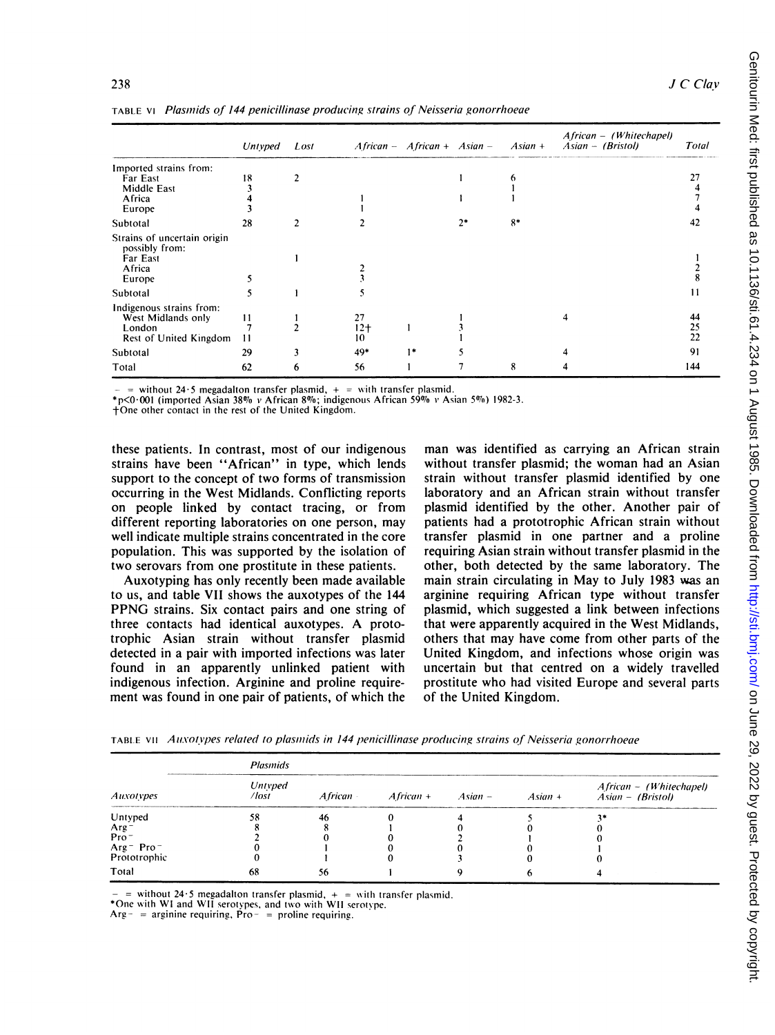TABLE VI *Plasmids of 144 penicillinase producing strains of Neisseria gonorrhoeae*

| | Untyped | Lost | African − | African + | Asian − | Asian + | African − (Whitechapel) Asian − (Bristol) | Total |
|---|---|---|---|---|---|---|---|---|
| Imported strains from: | | | | | | | | |
| Far East | 18 | 2 | | | 1 | 6 | | 27 |
| Middle East | 3 | | | | | 1 | | 4 |
| Africa | 4 | | 1 | | 1 | 1 | | 7 |
| Europe | 3 | | 1 | | | | | 4 |
| Subtotal | 28 | 2 | 2 | | 2* | 8* | | 42 |
| Strains of uncertain origin possibly from: | | | | | | | | |
| Far East | | 1 | | | | | | 1 |
| Africa | | | 2 | | | | | 2 |
| Europe | 5 | | 3 | | | | | 8 |
| Subtotal | 5 | 1 | 5 | | | | | 11 |
| Indigenous strains from: | | | | | | | | |
| West Midlands only | 11 | 1 | 27 | | 1 | | 4 | 44 |
| London | 7 | 2 | 12† | 1 | 3 | | | 25 |
| Rest of United Kingdom | 11 | | 10 | | 1 | | | 22 |
| Subtotal | 29 | 3 | 49* | 1* | 5 | | 4 | 91 |
| Total | 62 | 6 | 56 | 1 | 7 | 8 | 4 | 144 |

− = without 24·5 megadalton transfer plasmid, + = with transfer plasmid.
*p<0·001 (imported Asian 38% v African 8%; indigenous African 59% v Asian 5%) 1982-3.
†One other contact in the rest of the United Kingdom.

these patients. In contrast, most of our indigenous strains have been "African" in type, which lends support to the concept of two forms of transmission occurring in the West Midlands. Conflicting reports on people linked by contact tracing, or from different reporting laboratories on one person, may well indicate multiple strains concentrated in the core population. This was supported by the isolation of two serovars from one prostitute in these patients.

Auxotyping has only recently been made available to us, and table VII shows the auxotypes of the 144 PPNG strains. Six contact pairs and one string of three contacts had identical auxotypes. A prototrophic Asian strain without transfer plasmid detected in a pair with imported infections was later found in an apparently unlinked patient with indigenous infection. Arginine and proline requirement was found in one pair of patients, of which the man was identified as carrying an African strain without transfer plasmid; the woman had an Asian strain without transfer plasmid identified by one laboratory and an African strain without transfer plasmid identified by the other. Another pair of patients had a prototrophic African strain without transfer plasmid in one partner and a proline requiring Asian strain without transfer plasmid in the other, both detected by the same laboratory. The main strain circulating in May to July 1983 was an arginine requiring African type without transfer plasmid, which suggested a link between infections that were apparently acquired in the West Midlands, others that may have come from other parts of the United Kingdom, and infections whose origin was uncertain but that centred on a widely travelled prostitute who had visited Europe and several parts of the United Kingdom.

TABLE VII *Auxotypes related to plasmids in 144 penicillinase producing strains of Neisseria gonorrhoeae*

| | Plasmids | | | | | |
|---|---|---|---|---|---|---|
| Auxotypes | Untyped /lost | African − | African + | Asian − | Asian + | African − (Whitechapel) Asian − (Bristol) |
| Untyped | 58 | 46 | 0 | 4 | 5 | 3* |
| Arg− | 8 | 8 | 1 | 0 | 0 | 0 |
| Pro− | 2 | 0 | 0 | 2 | 1 | 0 |
| Arg− Pro− | 0 | 1 | 0 | 0 | 0 | 1 |
| Prototrophic | 0 | 1 | 0 | 3 | 0 | 0 |
| Total | 68 | 56 | 1 | 9 | 6 | 4 |

− = without 24·5 megadalton transfer plasmid, + = with transfer plasmid.
*One with WI and WII serotypes, and two with WII serotype.
Arg− = arginine requiring, Pro− = proline requiring.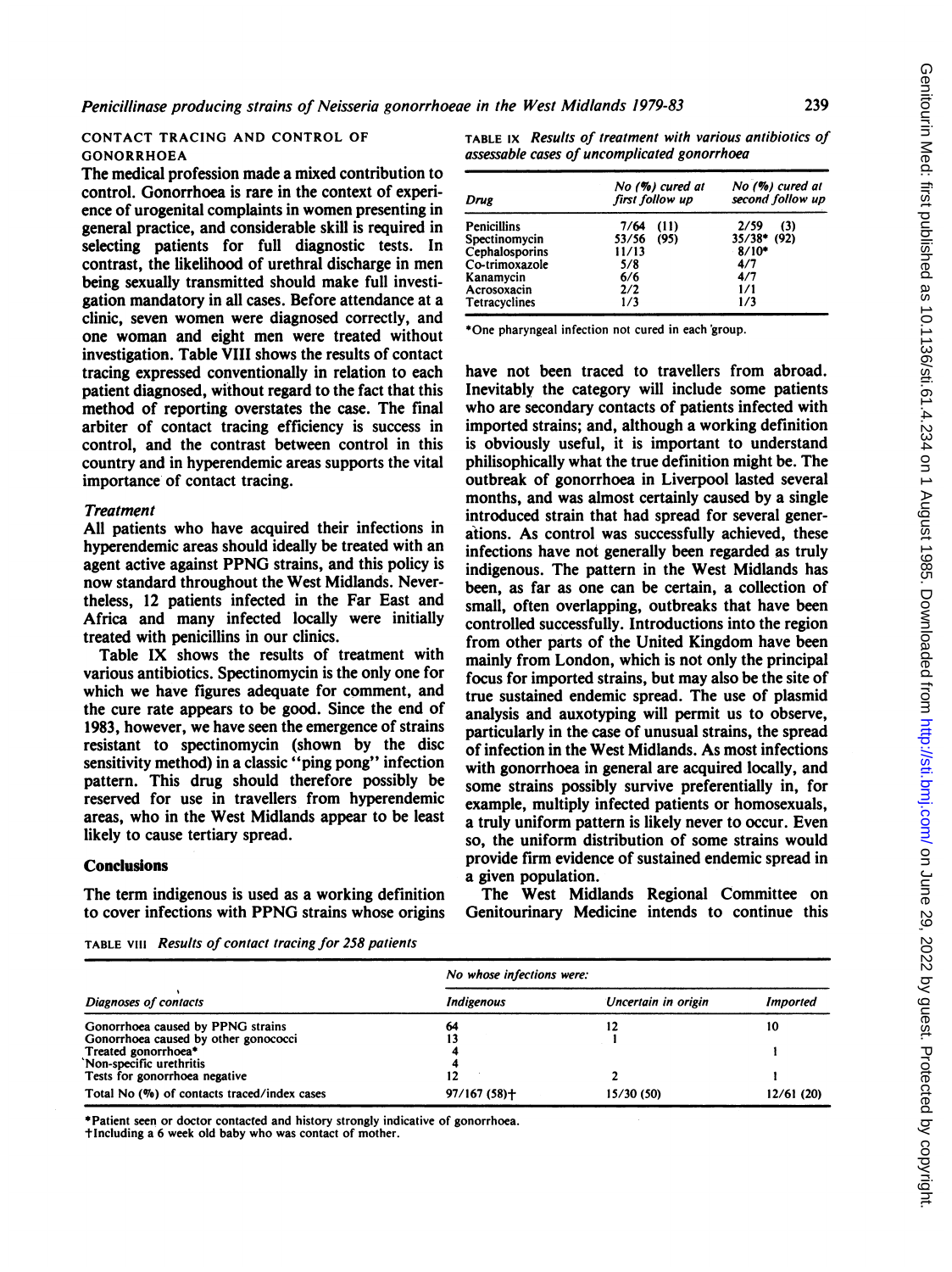## CONTACT TRACING AND CONTROL OF GONORRHOEA

The medical profession made a mixed contribution to control. Gonorrhoea is rare in the context of experience of urogenital complaints in women presenting in general practice, and considerable skill is required in selecting patients for full diagnostic tests. In contrast, the likelihood of urethral discharge in men being sexually transmitted should make full investigation mandatory in all cases. Before attendance at a clinic, seven women were diagnosed correctly, and one woman and eight men were treated without investigation. Table VIII shows the results of contact tracing expressed conventionally in relation to each patient diagnosed, without regard to the fact that this method of reporting overstates the case. The final arbiter of contact tracing efficiency is success in control, and the contrast between control in this country and in hyperendemic areas supports the vital importance of contact tracing.

### *Treatment*

All patients who have acquired their infections in hyperendemic areas should ideally be treated with an agent active against PPNG strains, and this policy is now standard throughout the West Midlands. Nevertheless, 12 patients infected in the Far East and Africa and many infected locally were initially treated with penicillins in our clinics.

Table IX shows the results of treatment with various antibiotics. Spectinomycin is the only one for which we have figures adequate for comment, and the cure rate appears to be good. Since the end of 1983, however, we have seen the emergence of strains resistant to spectinomycin (shown by the disc sensitivity method) in a classic "ping pong" infection pattern. This drug should therefore possibly be reserved for use in travellers from hyperendemic areas, who in the West Midlands appear to be least likely to cause tertiary spread.

TABLE IX *Results of treatment with various antibiotics of assessable cases of uncomplicated gonorrhoea*

| Drug | No (%) cured at first follow up | No (%) cured at second follow up |
|---|---|---|
| Penicillins | 7/64 (11) | 2/59 (3) |
| Spectinomycin | 53/56 (95) | 35/38* (92) |
| Cephalosporins | 11/13 | 8/10* |
| Co-trimoxazole | 5/8 | 4/7 |
| Kanamycin | 6/6 | 4/7 |
| Acrosoxacin | 2/2 | 1/1 |
| Tetracyclines | 1/3 | 1/3 |

*One pharyngeal infection not cured in each group.

## Conclusions

The term indigenous is used as a working definition to cover infections with PPNG strains whose origins have not been traced to travellers from abroad. Inevitably the category will include some patients who are secondary contacts of patients infected with imported strains; and, although a working definition is obviously useful, it is important to understand philisophically what the true definition might be. The outbreak of gonorrhoea in Liverpool lasted several months, and was almost certainly caused by a single introduced strain that had spread for several generations. As control was successfully achieved, these infections have not generally been regarded as truly indigenous. The pattern in the West Midlands has been, as far as one can be certain, a collection of small, often overlapping, outbreaks that have been controlled successfully. Introductions into the region from other parts of the United Kingdom have been mainly from London, which is not only the principal focus for imported strains, but may also be the site of true sustained endemic spread. The use of plasmid analysis and auxotyping will permit us to observe, particularly in the case of unusual strains, the spread of infection in the West Midlands. As most infections with gonorrhoea in general are acquired locally, and some strains possibly survive preferentially in, for example, multiply infected patients or homosexuals, a truly uniform pattern is likely never to occur. Even so, the uniform distribution of some strains would provide firm evidence of sustained endemic spread in a given population.

The West Midlands Regional Committee on Genitourinary Medicine intends to continue this

TABLE VIII *Results of contact tracing for 258 patients*

| Diagnoses of contacts | No whose infections were: | | |
|---|---|---|---|
| | Indigenous | Uncertain in origin | Imported |
| Gonorrhoea caused by PPNG strains | 64 | 12 | 10 |
| Gonorrhoea caused by other gonococci | 13 | 1 | |
| Treated gonorrhoea* | 4 | | 1 |
| Non-specific urethritis | 4 | | |
| Tests for gonorrhoea negative | 12 | 2 | 1 |
| Total No (%) of contacts traced/index cases | 97/167 (58)† | 15/30 (50) | 12/61 (20) |

*Patient seen or doctor contacted and history strongly indicative of gonorrhoea.
†Including a 6 week old baby who was contact of mother.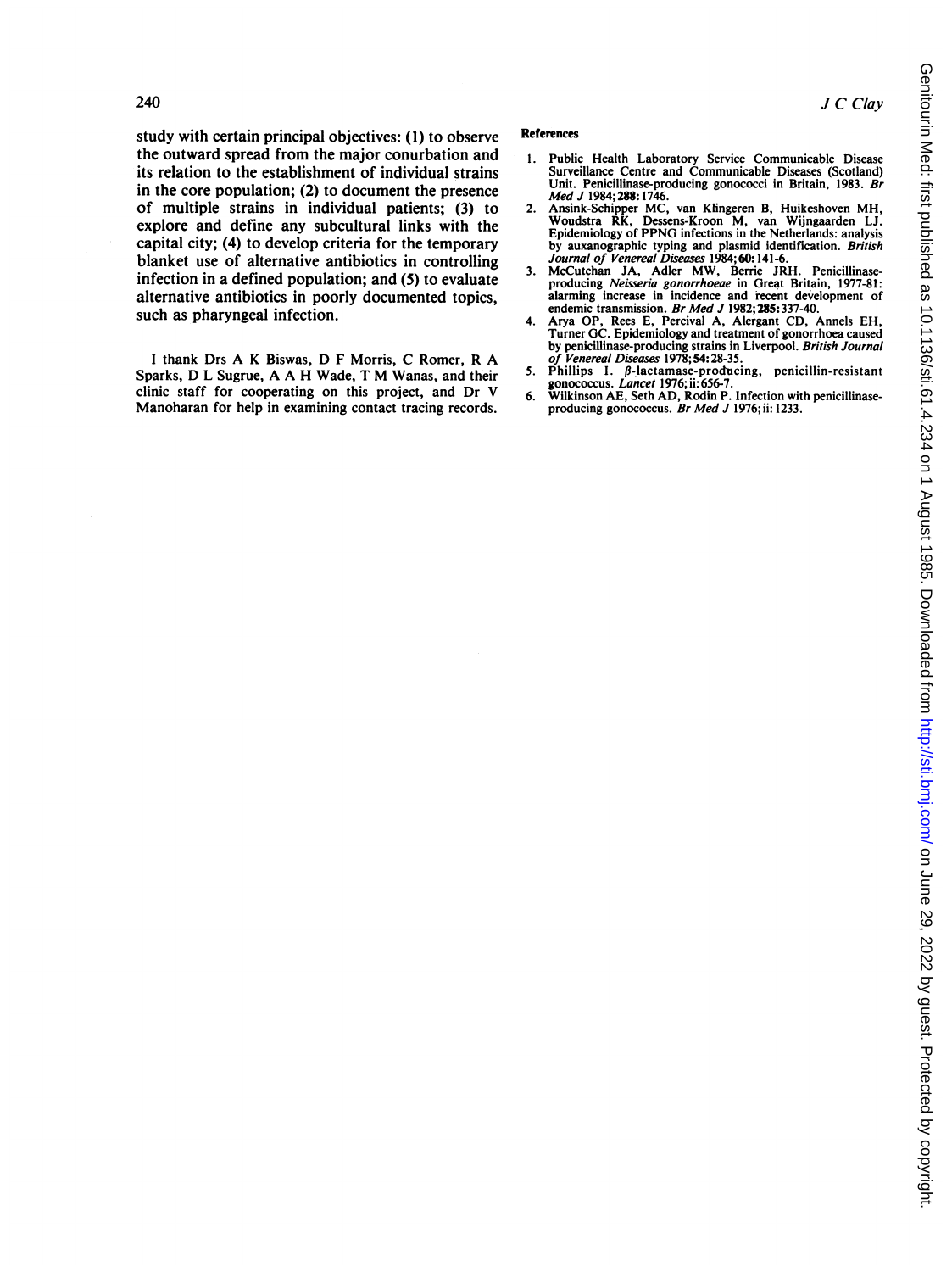study with certain principal objectives: (1) to observe the outward spread from the major conurbation and its relation to the establishment of individual strains in the core population; (2) to document the presence of multiple strains in individual patients; (3) to explore and define any subcultural links with the capital city; (4) to develop criteria for the temporary blanket use of alternative antibiotics in controlling infection in a defined population; and (5) to evaluate alternative antibiotics in poorly documented topics, such as pharyngeal infection.

I thank Drs A K Biswas, D F Morris, C Romer, R A Sparks, D L Sugrue, A A H Wade, T M Wanas, and their clinic staff for cooperating on this project, and Dr V Manoharan for help in examining contact tracing records.

## References

1. Public Health Laboratory Service Communicable Disease Surveillance Centre and Communicable Diseases (Scotland) Unit. Penicillinase-producing gonococci in Britain, 1983. *Br Med J* 1984;**288**:1746.
2. Ansink-Schipper MC, van Klingeren B, Huikeshoven MH, Woudstra RK, Dessens-Kroon M, van Wijngaarden LJ. Epidemiology of PPNG infections in the Netherlands: analysis by auxanographic typing and plasmid identification. *British Journal of Venereal Diseases* 1984;**60**:141-6.
3. McCutchan JA, Adler MW, Berrie JRH. Penicillinase-producing *Neisseria gonorrhoeae* in Great Britain, 1977-81: alarming increase in incidence and recent development of endemic transmission. *Br Med J* 1982;**285**:337-40.
4. Arya OP, Rees E, Percival A, Alergant CD, Annels EH, Turner GC. Epidemiology and treatment of gonorrhoea caused by penicillinase-producing strains in Liverpool. *British Journal of Venereal Diseases* 1978;**54**:28-35.
5. Phillips I. β-lactamase-producing, penicillin-resistant gonococcus. *Lancet* 1976;ii:656-7.
6. Wilkinson AE, Seth AD, Rodin P. Infection with penicillinase-producing gonococcus. *Br Med J* 1976;ii:1233.